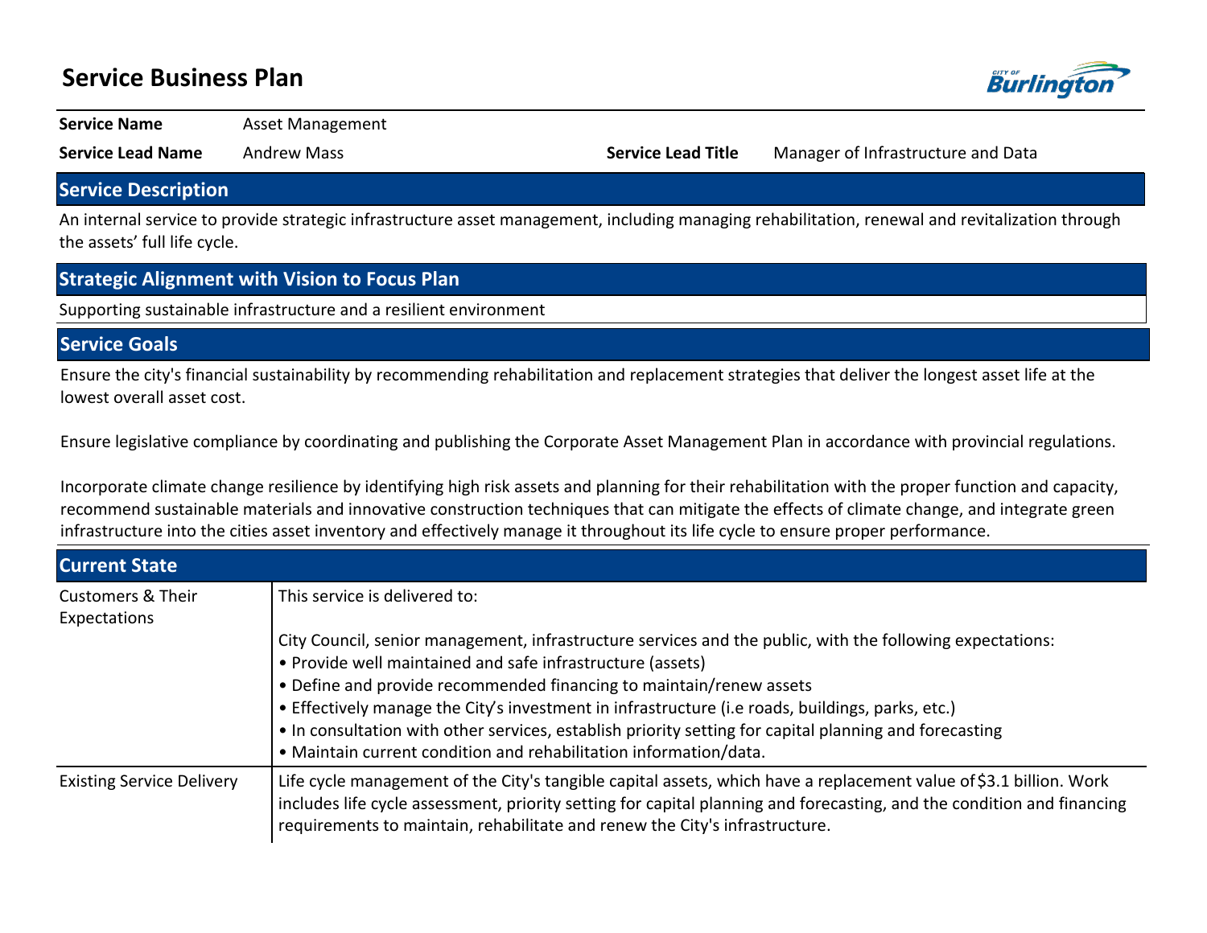# Service Business Plan

| | | | |
|---|---|---|---|
| **Service Name** | Asset Management | | |
| **Service Lead Name** | Andrew Mass | **Service Lead Title** | Manager of Infrastructure and Data |

## Service Description

An internal service to provide strategic infrastructure asset management, including managing rehabilitation, renewal and revitalization through the assets' full life cycle.

## Strategic Alignment with Vision to Focus Plan

Supporting sustainable infrastructure and a resilient environment

## Service Goals

Ensure the city's financial sustainability by recommending rehabilitation and replacement strategies that deliver the longest asset life at the lowest overall asset cost.

Ensure legislative compliance by coordinating and publishing the Corporate Asset Management Plan in accordance with provincial regulations.

Incorporate climate change resilience by identifying high risk assets and planning for their rehabilitation with the proper function and capacity, recommend sustainable materials and innovative construction techniques that can mitigate the effects of climate change, and integrate green infrastructure into the cities asset inventory and effectively manage it throughout its life cycle to ensure proper performance.

## Current State

| | |
|---|---|
| Customers & Their Expectations | This service is delivered to:<br><br>City Council, senior management, infrastructure services and the public, with the following expectations:<br>• Provide well maintained and safe infrastructure (assets)<br>• Define and provide recommended financing to maintain/renew assets<br>• Effectively manage the City's investment in infrastructure (i.e roads, buildings, parks, etc.)<br>• In consultation with other services, establish priority setting for capital planning and forecasting<br>• Maintain current condition and rehabilitation information/data. |
| Existing Service Delivery | Life cycle management of the City's tangible capital assets, which have a replacement value of $3.1 billion. Work includes life cycle assessment, priority setting for capital planning and forecasting, and the condition and financing requirements to maintain, rehabilitate and renew the City's infrastructure. |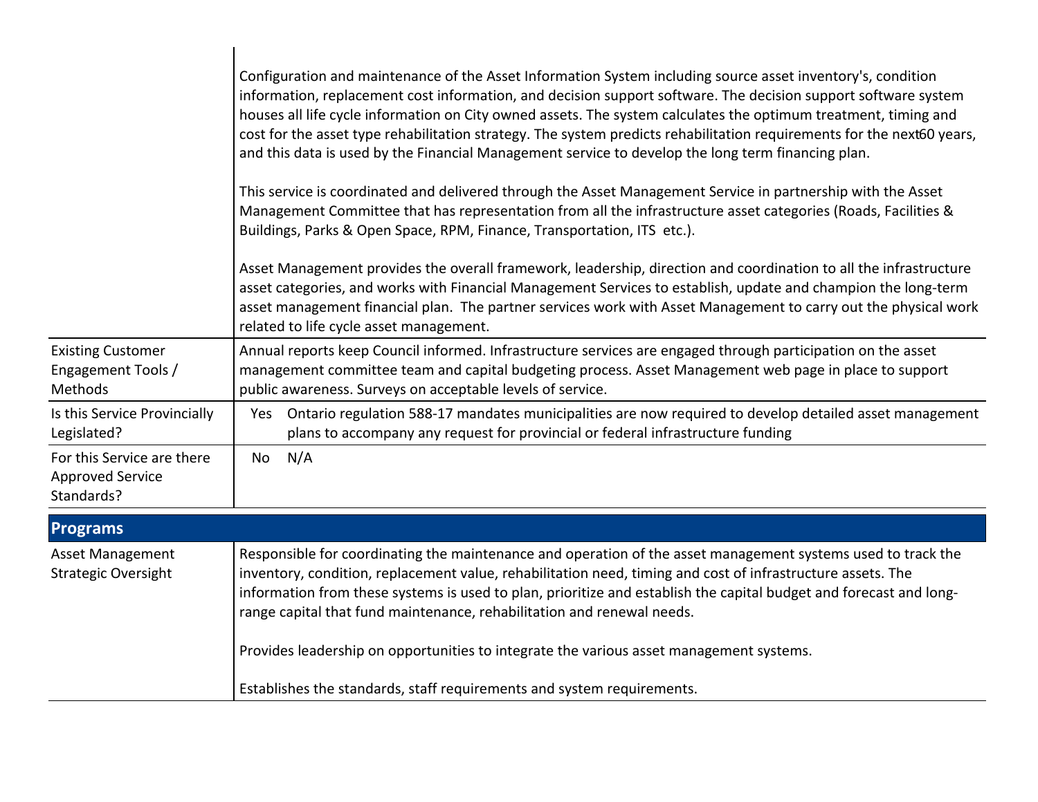| | |
|---|---|
| | Configuration and maintenance of the Asset Information System including source asset inventory's, condition information, replacement cost information, and decision support software. The decision support software system houses all life cycle information on City owned assets. The system calculates the optimum treatment, timing and cost for the asset type rehabilitation strategy. The system predicts rehabilitation requirements for the next60 years, and this data is used by the Financial Management service to develop the long term financing plan.<br><br>This service is coordinated and delivered through the Asset Management Service in partnership with the Asset Management Committee that has representation from all the infrastructure asset categories (Roads, Facilities & Buildings, Parks & Open Space, RPM, Finance, Transportation, ITS etc.).<br><br>Asset Management provides the overall framework, leadership, direction and coordination to all the infrastructure asset categories, and works with Financial Management Services to establish, update and champion the long-term asset management financial plan. The partner services work with Asset Management to carry out the physical work related to life cycle asset management. |
| Existing Customer Engagement Tools / Methods | Annual reports keep Council informed. Infrastructure services are engaged through participation on the asset management committee team and capital budgeting process. Asset Management web page in place to support public awareness. Surveys on acceptable levels of service. |
| Is this Service Provincially Legislated? | Yes Ontario regulation 588-17 mandates municipalities are now required to develop detailed asset management plans to accompany any request for provincial or federal infrastructure funding |
| For this Service are there Approved Service Standards? | No N/A |

## Programs

| | |
|---|---|
| Asset Management Strategic Oversight | Responsible for coordinating the maintenance and operation of the asset management systems used to track the inventory, condition, replacement value, rehabilitation need, timing and cost of infrastructure assets. The information from these systems is used to plan, prioritize and establish the capital budget and forecast and long-range capital that fund maintenance, rehabilitation and renewal needs.<br><br>Provides leadership on opportunities to integrate the various asset management systems.<br><br>Establishes the standards, staff requirements and system requirements. |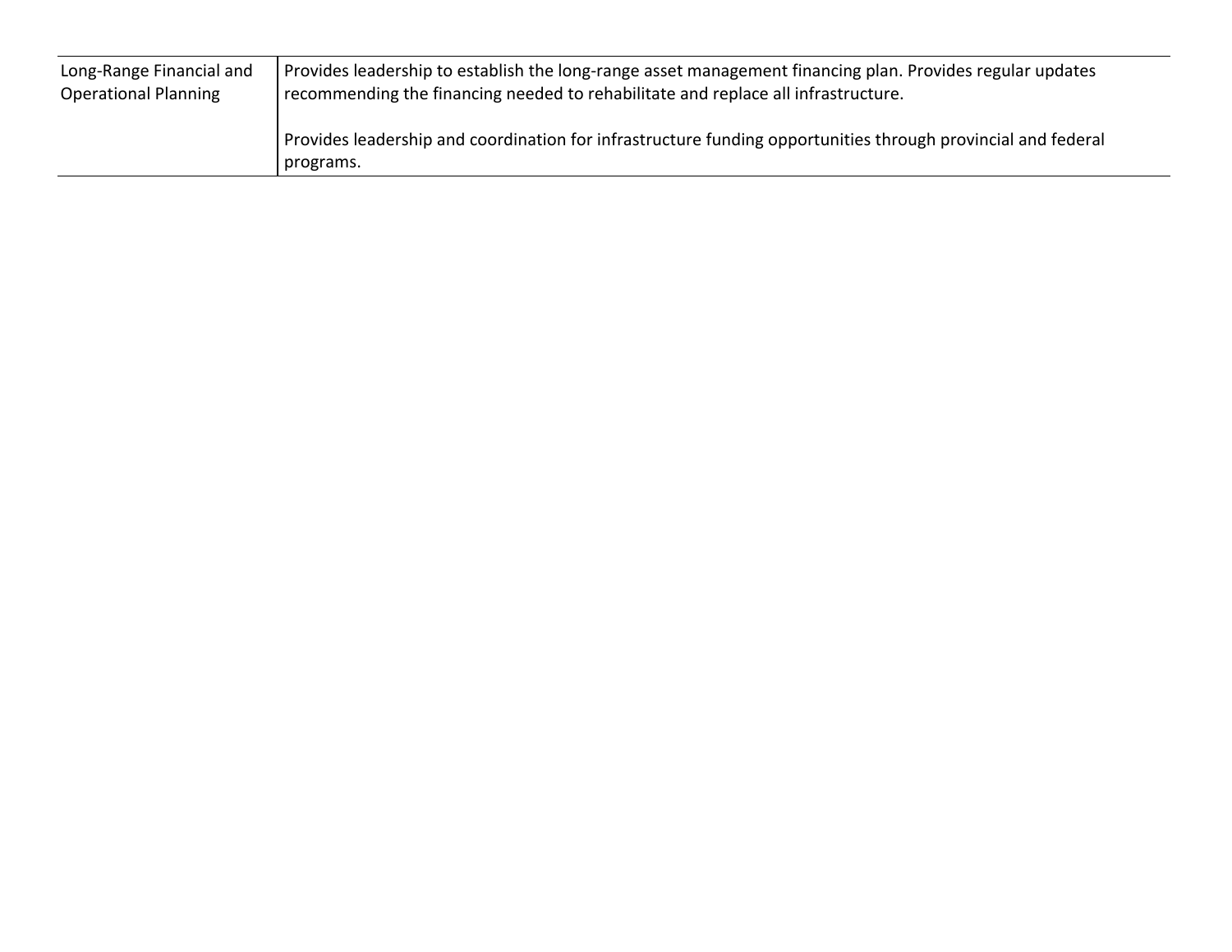| | |
|---|---|
| Long-Range Financial and Operational Planning | Provides leadership to establish the long-range asset management financing plan. Provides regular updates recommending the financing needed to rehabilitate and replace all infrastructure.<br><br>Provides leadership and coordination for infrastructure funding opportunities through provincial and federal programs. |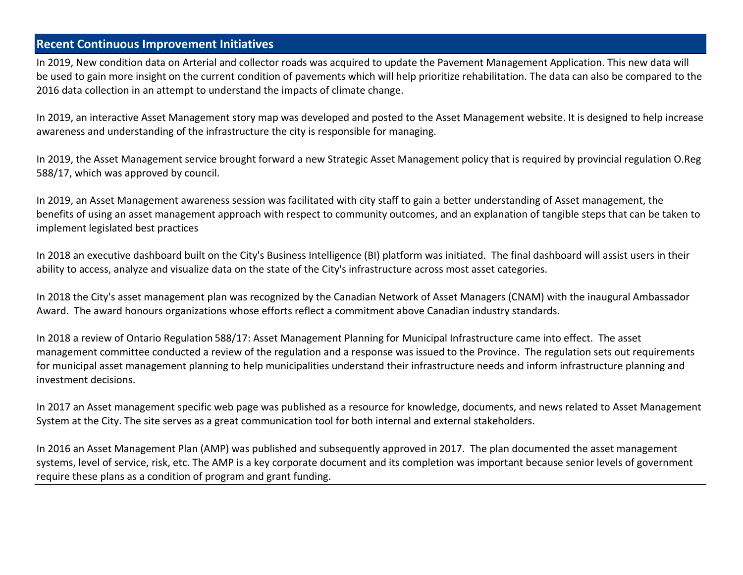## Recent Continuous Improvement Initiatives

In 2019, New condition data on Arterial and collector roads was acquired to update the Pavement Management Application. This new data will be used to gain more insight on the current condition of pavements which will help prioritize rehabilitation. The data can also be compared to the 2016 data collection in an attempt to understand the impacts of climate change.

In 2019, an interactive Asset Management story map was developed and posted to the Asset Management website. It is designed to help increase awareness and understanding of the infrastructure the city is responsible for managing.

In 2019, the Asset Management service brought forward a new Strategic Asset Management policy that is required by provincial regulation O.Reg 588/17, which was approved by council.

In 2019, an Asset Management awareness session was facilitated with city staff to gain a better understanding of Asset management, the benefits of using an asset management approach with respect to community outcomes, and an explanation of tangible steps that can be taken to implement legislated best practices

In 2018 an executive dashboard built on the City's Business Intelligence (BI) platform was initiated. The final dashboard will assist users in their ability to access, analyze and visualize data on the state of the City's infrastructure across most asset categories.

In 2018 the City's asset management plan was recognized by the Canadian Network of Asset Managers (CNAM) with the inaugural Ambassador Award. The award honours organizations whose efforts reflect a commitment above Canadian industry standards.

In 2018 a review of Ontario Regulation 588/17: Asset Management Planning for Municipal Infrastructure came into effect. The asset management committee conducted a review of the regulation and a response was issued to the Province. The regulation sets out requirements for municipal asset management planning to help municipalities understand their infrastructure needs and inform infrastructure planning and investment decisions.

In 2017 an Asset management specific web page was published as a resource for knowledge, documents, and news related to Asset Management System at the City. The site serves as a great communication tool for both internal and external stakeholders.

In 2016 an Asset Management Plan (AMP) was published and subsequently approved in 2017. The plan documented the asset management systems, level of service, risk, etc. The AMP is a key corporate document and its completion was important because senior levels of government require these plans as a condition of program and grant funding.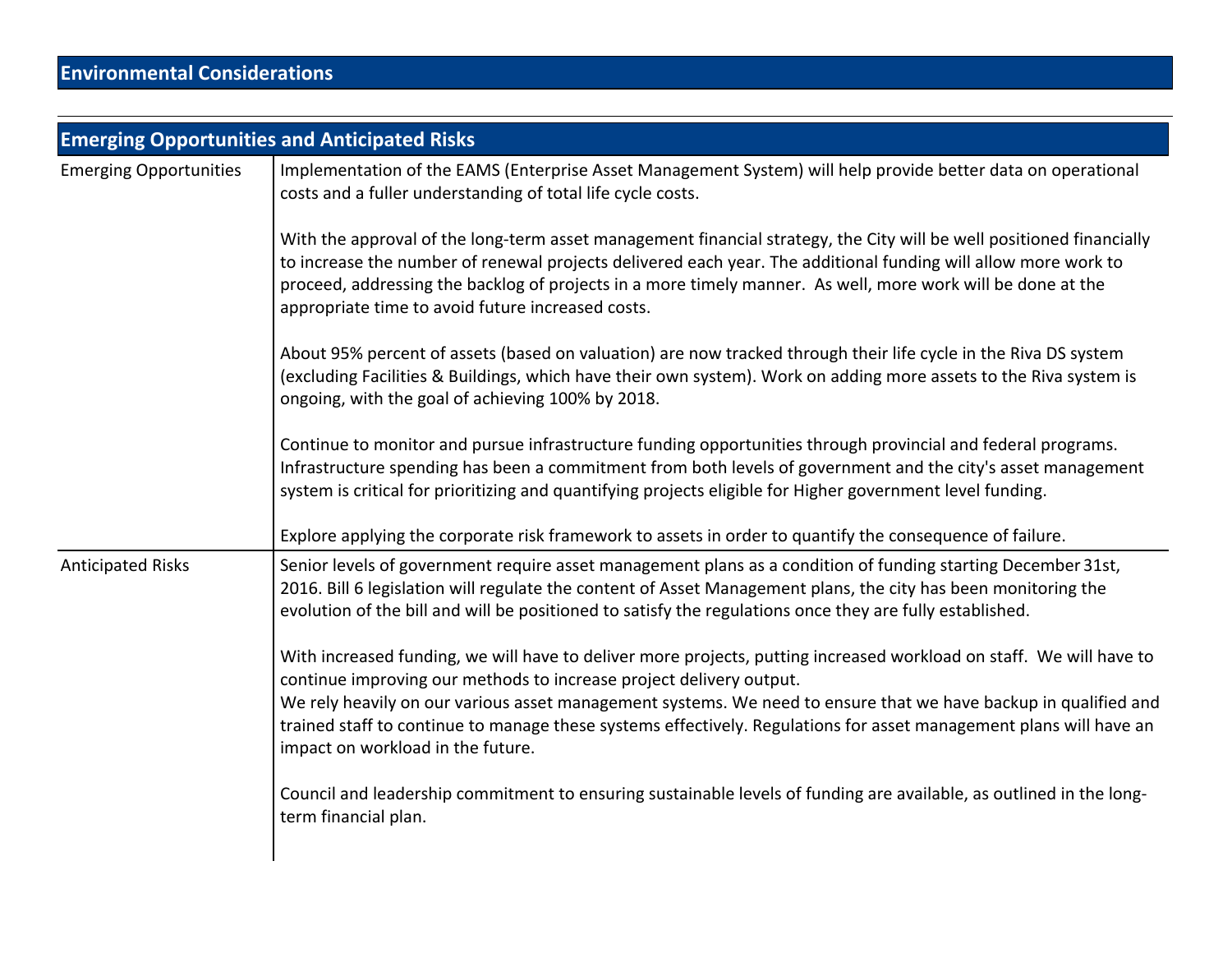## Environmental Considerations

## Emerging Opportunities and Anticipated Risks

| | |
|---|---|
| Emerging Opportunities | Implementation of the EAMS (Enterprise Asset Management System) will help provide better data on operational costs and a fuller understanding of total life cycle costs.<br><br>With the approval of the long-term asset management financial strategy, the City will be well positioned financially to increase the number of renewal projects delivered each year. The additional funding will allow more work to proceed, addressing the backlog of projects in a more timely manner. As well, more work will be done at the appropriate time to avoid future increased costs.<br><br>About 95% percent of assets (based on valuation) are now tracked through their life cycle in the Riva DS system (excluding Facilities & Buildings, which have their own system). Work on adding more assets to the Riva system is ongoing, with the goal of achieving 100% by 2018.<br><br>Continue to monitor and pursue infrastructure funding opportunities through provincial and federal programs. Infrastructure spending has been a commitment from both levels of government and the city's asset management system is critical for prioritizing and quantifying projects eligible for Higher government level funding.<br><br>Explore applying the corporate risk framework to assets in order to quantify the consequence of failure. |
| Anticipated Risks | Senior levels of government require asset management plans as a condition of funding starting December 31st, 2016. Bill 6 legislation will regulate the content of Asset Management plans, the city has been monitoring the evolution of the bill and will be positioned to satisfy the regulations once they are fully established.<br><br>With increased funding, we will have to deliver more projects, putting increased workload on staff. We will have to continue improving our methods to increase project delivery output.<br>We rely heavily on our various asset management systems. We need to ensure that we have backup in qualified and trained staff to continue to manage these systems effectively. Regulations for asset management plans will have an impact on workload in the future.<br><br>Council and leadership commitment to ensuring sustainable levels of funding are available, as outlined in the long-term financial plan. |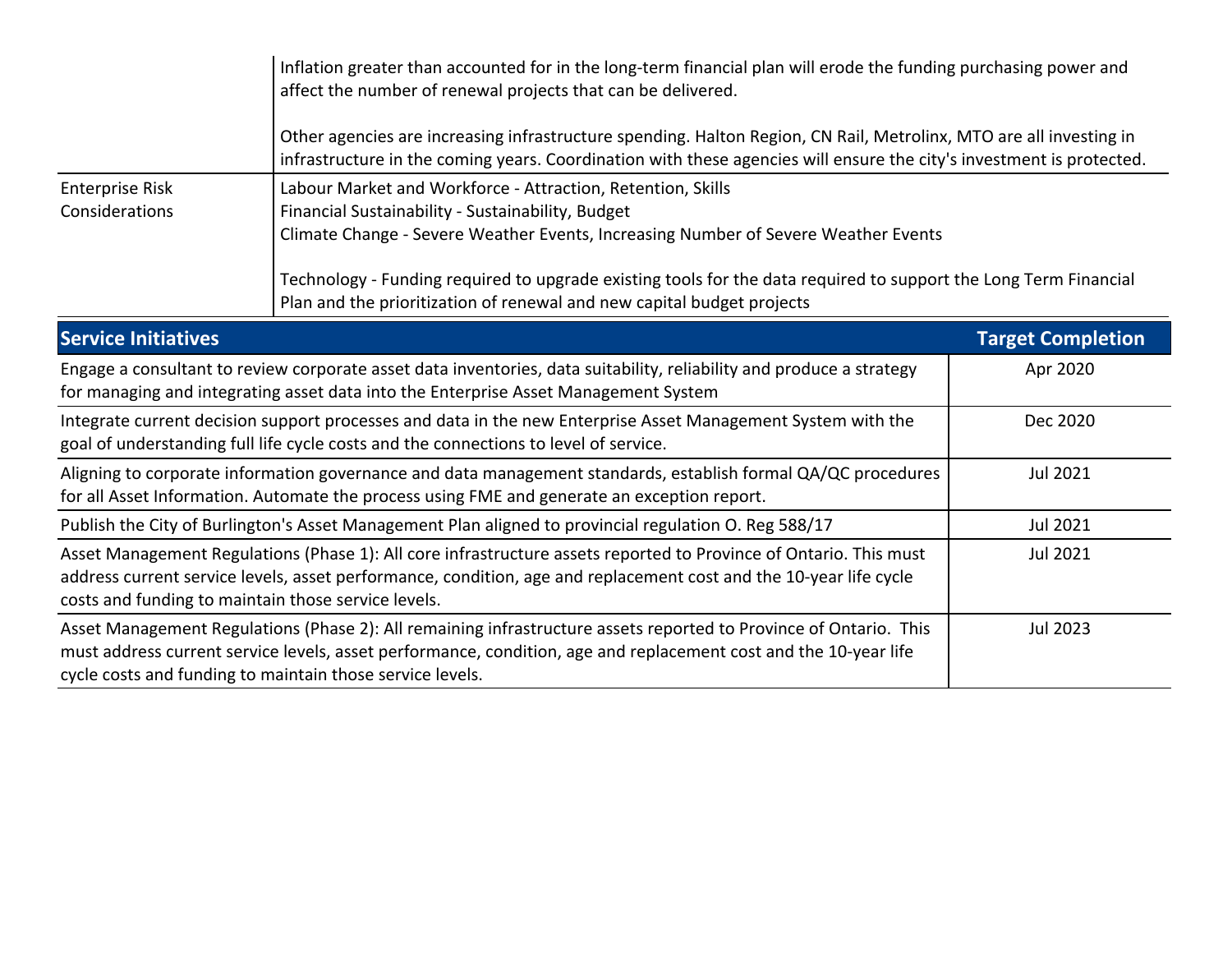| | |
|---|---|
| | Inflation greater than accounted for in the long-term financial plan will erode the funding purchasing power and affect the number of renewal projects that can be delivered.<br><br>Other agencies are increasing infrastructure spending. Halton Region, CN Rail, Metrolinx, MTO are all investing in infrastructure in the coming years. Coordination with these agencies will ensure the city's investment is protected. |
| Enterprise Risk Considerations | Labour Market and Workforce - Attraction, Retention, Skills<br>Financial Sustainability - Sustainability, Budget<br>Climate Change - Severe Weather Events, Increasing Number of Severe Weather Events<br><br>Technology - Funding required to upgrade existing tools for the data required to support the Long Term Financial Plan and the prioritization of renewal and new capital budget projects |

| Service Initiatives | Target Completion |
|---|---|
| Engage a consultant to review corporate asset data inventories, data suitability, reliability and produce a strategy for managing and integrating asset data into the Enterprise Asset Management System | Apr 2020 |
| Integrate current decision support processes and data in the new Enterprise Asset Management System with the goal of understanding full life cycle costs and the connections to level of service. | Dec 2020 |
| Aligning to corporate information governance and data management standards, establish formal QA/QC procedures for all Asset Information. Automate the process using FME and generate an exception report. | Jul 2021 |
| Publish the City of Burlington's Asset Management Plan aligned to provincial regulation O. Reg 588/17 | Jul 2021 |
| Asset Management Regulations (Phase 1): All core infrastructure assets reported to Province of Ontario. This must address current service levels, asset performance, condition, age and replacement cost and the 10-year life cycle costs and funding to maintain those service levels. | Jul 2021 |
| Asset Management Regulations (Phase 2): All remaining infrastructure assets reported to Province of Ontario. This must address current service levels, asset performance, condition, age and replacement cost and the 10-year life cycle costs and funding to maintain those service levels. | Jul 2023 |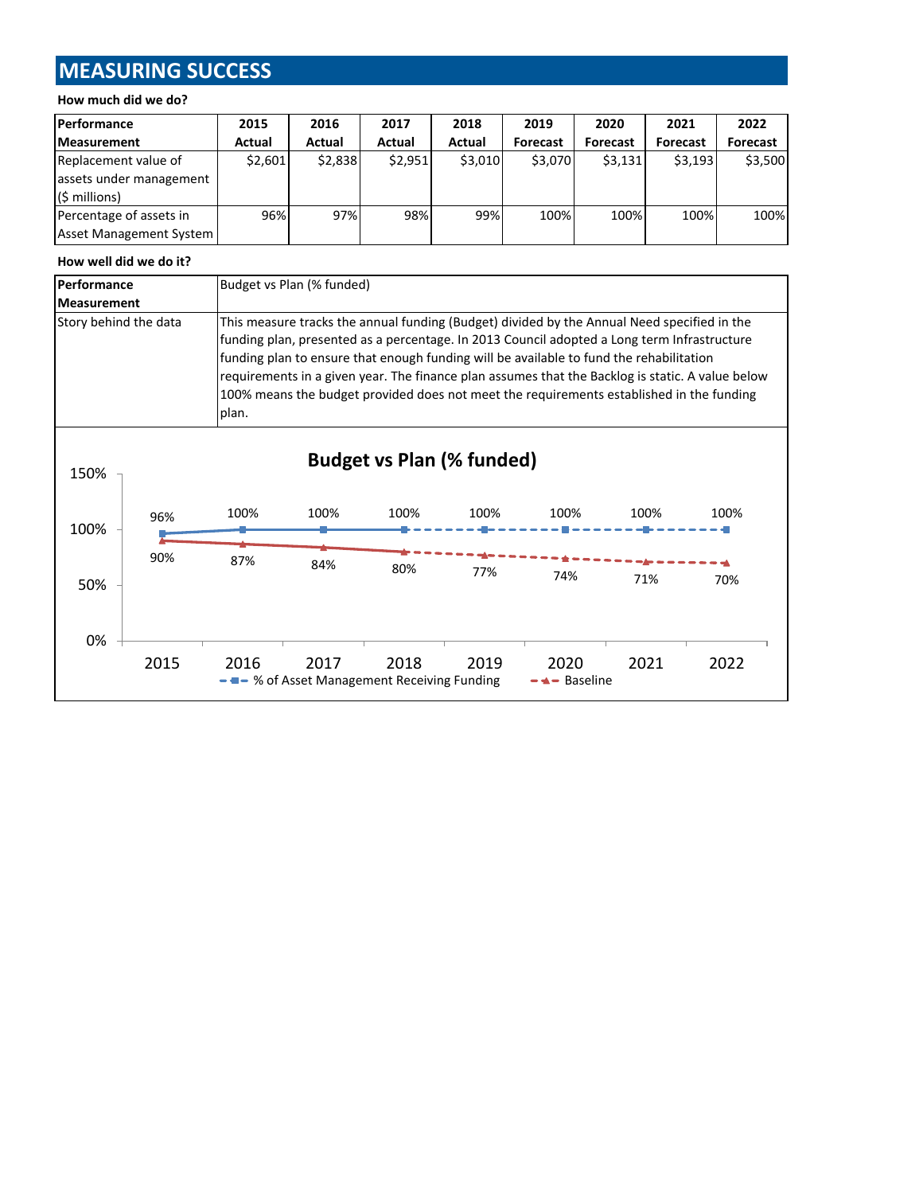# MEASURING SUCCESS

**How much did we do?**

| Performance Measurement | 2015 Actual | 2016 Actual | 2017 Actual | 2018 Actual | 2019 Forecast | 2020 Forecast | 2021 Forecast | 2022 Forecast |
|---|---|---|---|---|---|---|---|---|
| Replacement value of assets under management ($ millions) | $2,601 | $2,838 | $2,951 | $3,010 | $3,070 | $3,131 | $3,193 | $3,500 |
| Percentage of assets in Asset Management System | 96% | 97% | 98% | 99% | 100% | 100% | 100% | 100% |

**How well did we do it?**

| Performance Measurement | Budget vs Plan (% funded) |
|---|---|
| Story behind the data | This measure tracks the annual funding (Budget) divided by the Annual Need specified in the funding plan, presented as a percentage. In 2013 Council adopted a Long term Infrastructure funding plan to ensure that enough funding will be available to fund the rehabilitation requirements in a given year. The finance plan assumes that the Backlog is static. A value below 100% means the budget provided does not meet the requirements established in the funding plan. |

**Budget vs Plan (% funded)**

| Year | % of Asset Management Receiving Funding | Baseline |
|---|---|---|
| 2015 | 96% | 90% |
| 2016 | 100% | 87% |
| 2017 | 100% | 84% |
| 2018 | 100% | 80% |
| 2019 | 100% | 77% |
| 2020 | 100% | 74% |
| 2021 | 100% | 71% |
| 2022 | 100% | 70% |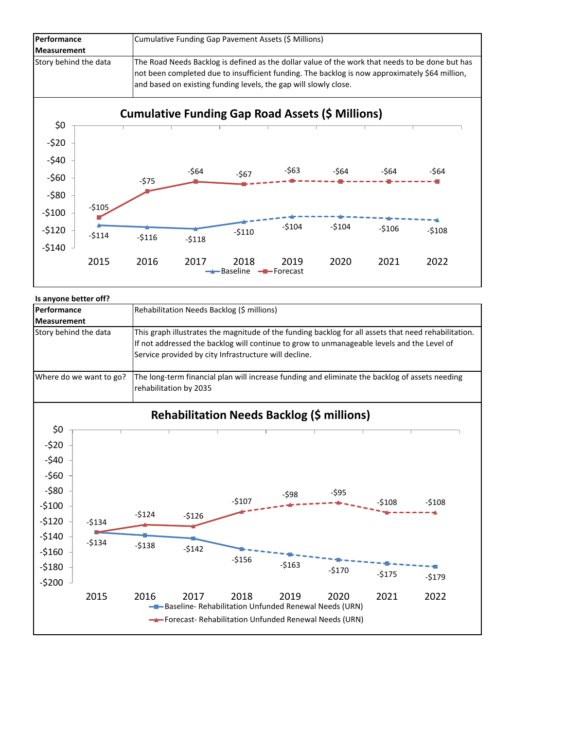| Performance Measurement | Cumulative Funding Gap Pavement Assets ($ Millions) |
|---|---|
| Story behind the data | The Road Needs Backlog is defined as the dollar value of the work that needs to be done but has not been completed due to insufficient funding. The backlog is now approximately $64 million, and based on existing funding levels, the gap will slowly close. |

**Cumulative Funding Gap Road Assets ($ Millions)**

| Year | Baseline | Forecast |
|---|---|---|
| 2015 | -$114 | -$105 |
| 2016 | -$116 | -$75 |
| 2017 | -$118 | -$64 |
| 2018 | -$110 | -$67 |
| 2019 | -$104 | -$63 |
| 2020 | -$104 | -$64 |
| 2021 | -$106 | -$64 |
| 2022 | -$108 | -$64 |

**Is anyone better off?**

| Performance Measurement | Rehabilitation Needs Backlog ($ millions) |
|---|---|
| Story behind the data | This graph illustrates the magnitude of the funding backlog for all assets that need rehabilitation. If not addressed the backlog will continue to grow to unmanageable levels and the Level of Service provided by city Infrastructure will decline. |
| Where do we want to go? | The long-term financial plan will increase funding and eliminate the backlog of assets needing rehabilitation by 2035 |

**Rehabilitation Needs Backlog ($ millions)**

| Year | Baseline- Rehabilitation Unfunded Renewal Needs (URN) | Forecast- Rehabilitation Unfunded Renewal Needs (URN) |
|---|---|---|
| 2015 | -$134 | -$134 |
| 2016 | -$138 | -$124 |
| 2017 | -$142 | -$126 |
| 2018 | -$156 | -$107 |
| 2019 | -$163 | -$98 |
| 2020 | -$170 | -$95 |
| 2021 | -$175 | -$108 |
| 2022 | -$179 | -$108 |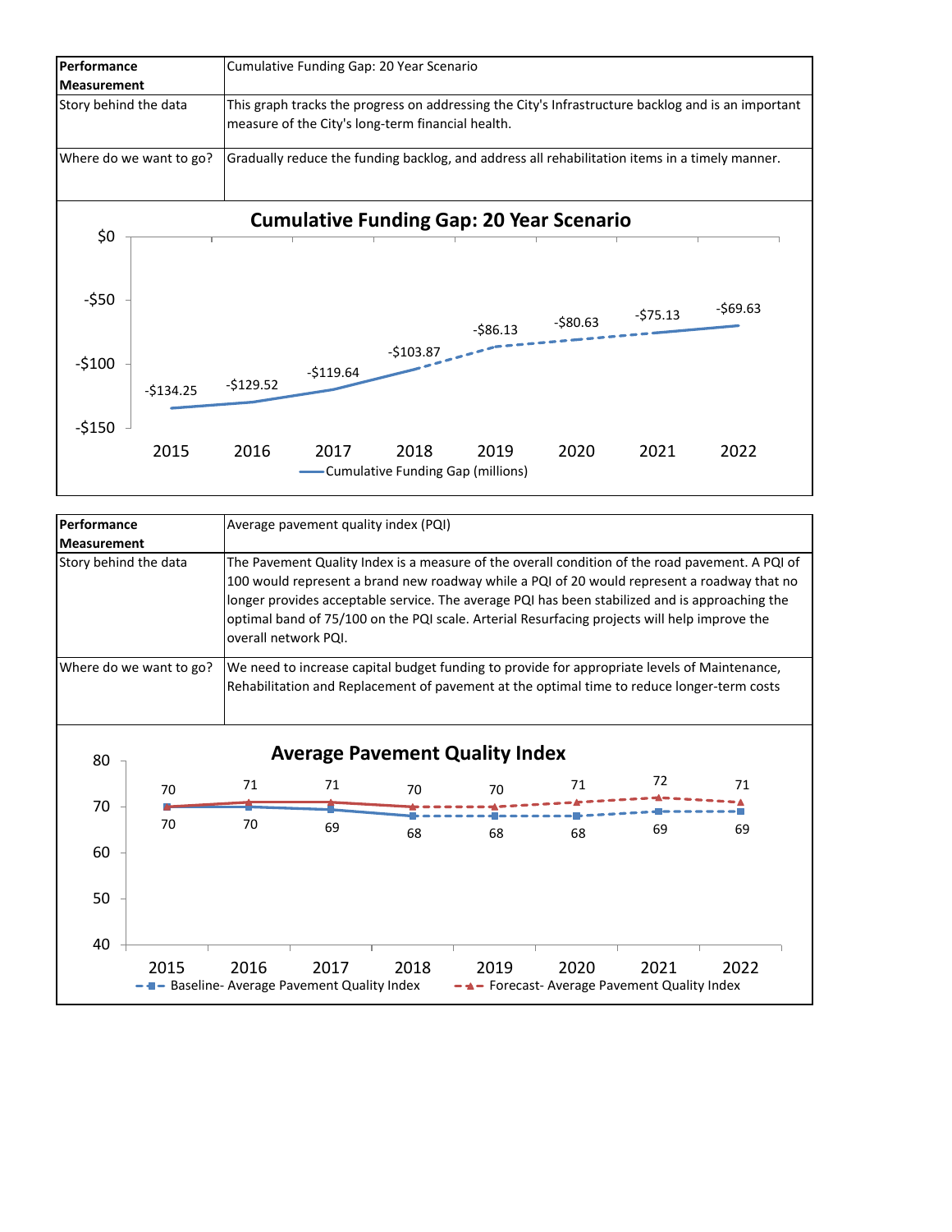| Performance Measurement | Cumulative Funding Gap: 20 Year Scenario |
|---|---|
| Story behind the data | This graph tracks the progress on addressing the City's Infrastructure backlog and is an important measure of the City's long-term financial health. |
| Where do we want to go? | Gradually reduce the funding backlog, and address all rehabilitation items in a timely manner. |

**Cumulative Funding Gap: 20 Year Scenario**

| Year | Cumulative Funding Gap (millions) |
|---|---|
| 2015 | -$134.25 |
| 2016 | -$129.52 |
| 2017 | -$119.64 |
| 2018 | -$103.87 |
| 2019 | -$86.13 |
| 2020 | -$80.63 |
| 2021 | -$75.13 |
| 2022 | -$69.63 |

| Performance Measurement | Average pavement quality index (PQI) |
|---|---|
| Story behind the data | The Pavement Quality Index is a measure of the overall condition of the road pavement. A PQI of 100 would represent a brand new roadway while a PQI of 20 would represent a roadway that no longer provides acceptable service. The average PQI has been stabilized and is approaching the optimal band of 75/100 on the PQI scale. Arterial Resurfacing projects will help improve the overall network PQI. |
| Where do we want to go? | We need to increase capital budget funding to provide for appropriate levels of Maintenance, Rehabilitation and Replacement of pavement at the optimal time to reduce longer-term costs |

**Average Pavement Quality Index**

| Year | Baseline- Average Pavement Quality Index | Forecast- Average Pavement Quality Index |
|---|---|---|
| 2015 | 70 | 70 |
| 2016 | 70 | 71 |
| 2017 | 69 | 71 |
| 2018 | 68 | 70 |
| 2019 | 68 | 70 |
| 2020 | 68 | 71 |
| 2021 | 69 | 72 |
| 2022 | 69 | 71 |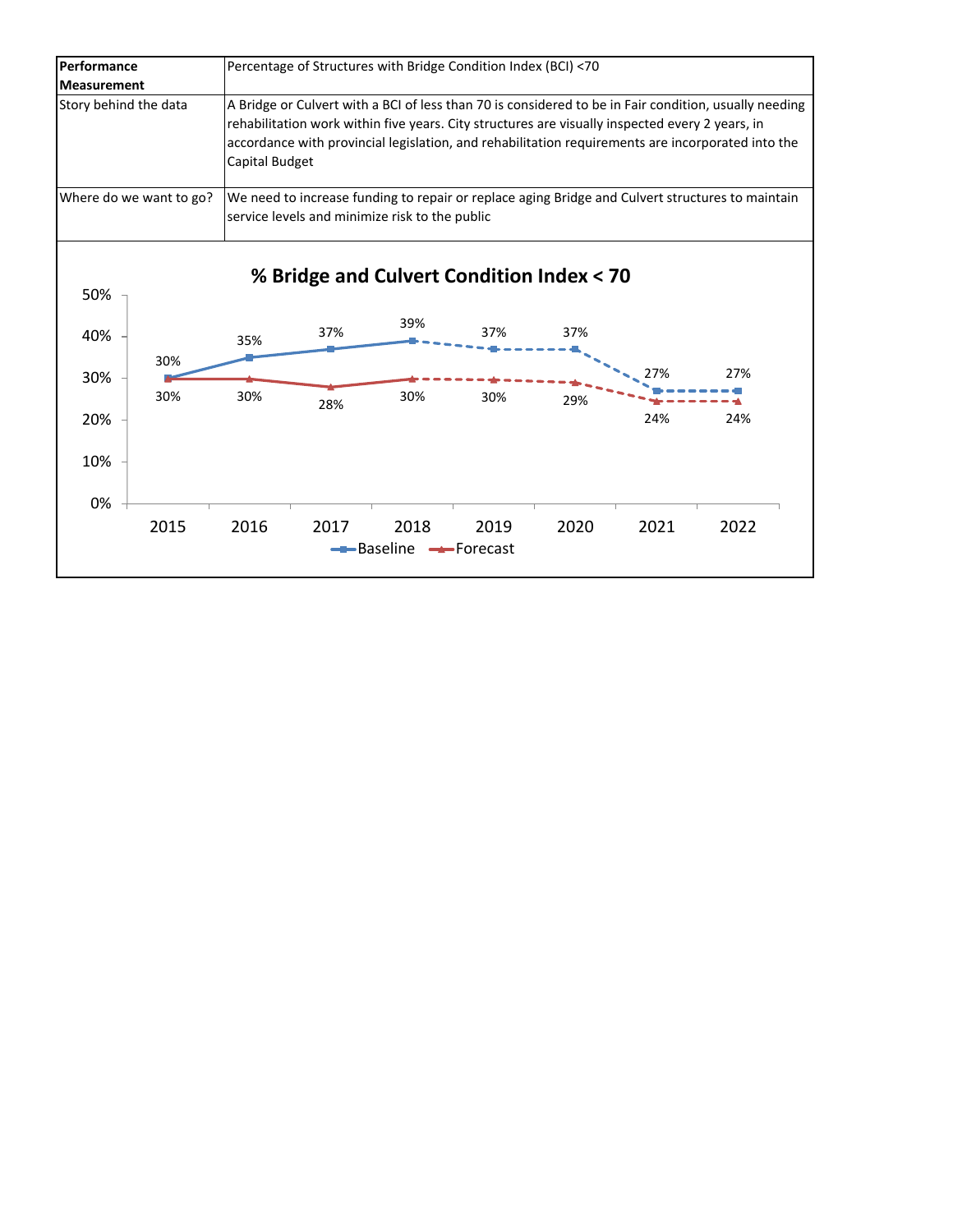| | |
|---|---|
| **Performance Measurement** | Percentage of Structures with Bridge Condition Index (BCI) <70 |
| Story behind the data | A Bridge or Culvert with a BCI of less than 70 is considered to be in Fair condition, usually needing rehabilitation work within five years. City structures are visually inspected every 2 years, in accordance with provincial legislation, and rehabilitation requirements are incorporated into the Capital Budget |
| Where do we want to go? | We need to increase funding to repair or replace aging Bridge and Culvert structures to maintain service levels and minimize risk to the public |

**% Bridge and Culvert Condition Index < 70**

50%
40%
30%
20%
10%
0%

2015 2016 2017 2018 2019 2020 2021 2022

Baseline: 30% 35% 37% 39% 37% 37% 27% 27%

Forecast: 30% 30% 28% 30% 30% 29% 24% 24%

Baseline
Forecast